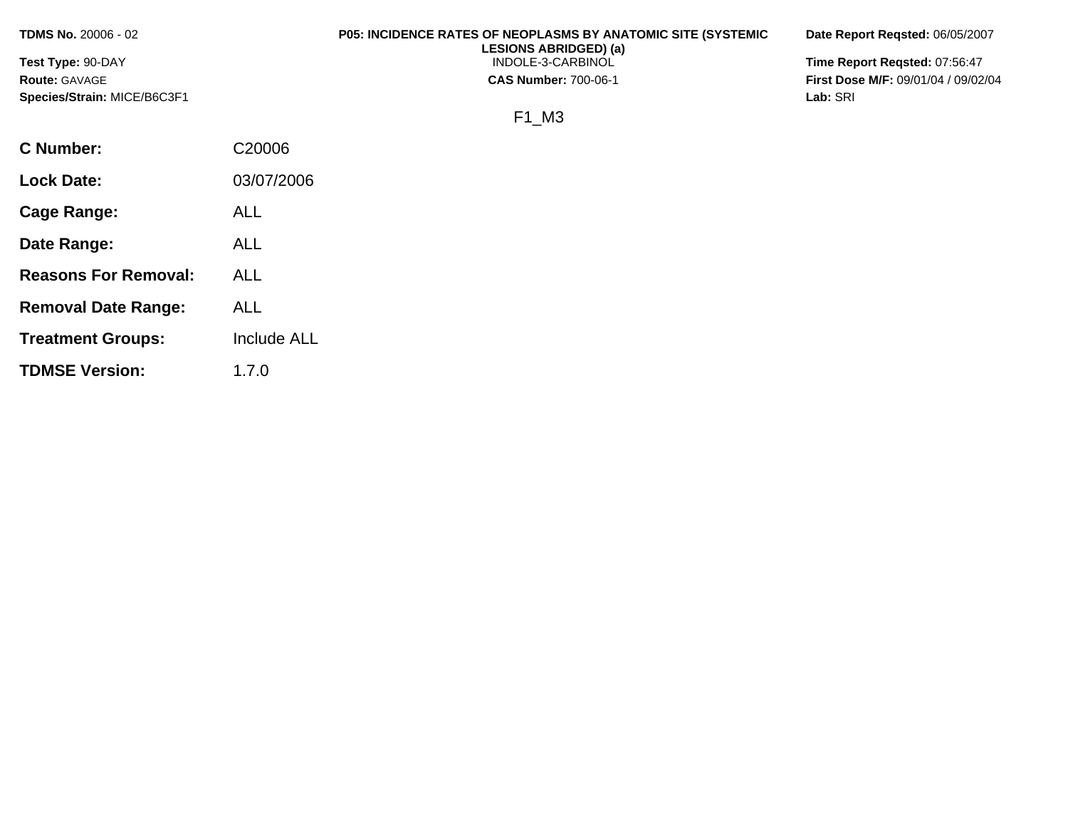**TDMS No.** 20006 - 02
**Test Type:** 90-DAY
**Route:** GAVAGE
**Species/Strain:** MICE/B6C3F1

**P05: INCIDENCE RATES OF NEOPLASMS BY ANATOMIC SITE (SYSTEMIC LESIONS ABRIDGED) (a)**
INDOLE-3-CARBINOL
**CAS Number:** 700-06-1

**Date Report Reqsted:** 06/05/2007
**Time Report Reqsted:** 07:56:47
**First Dose M/F:** 09/01/04 / 09/02/04
**Lab:** SRI

F1_M3

| | |
|---|---|
| **C Number:** | C20006 |
| **Lock Date:** | 03/07/2006 |
| **Cage Range:** | ALL |
| **Date Range:** | ALL |
| **Reasons For Removal:** | ALL |
| **Removal Date Range:** | ALL |
| **Treatment Groups:** | Include ALL |
| **TDMSE Version:** | 1.7.0 |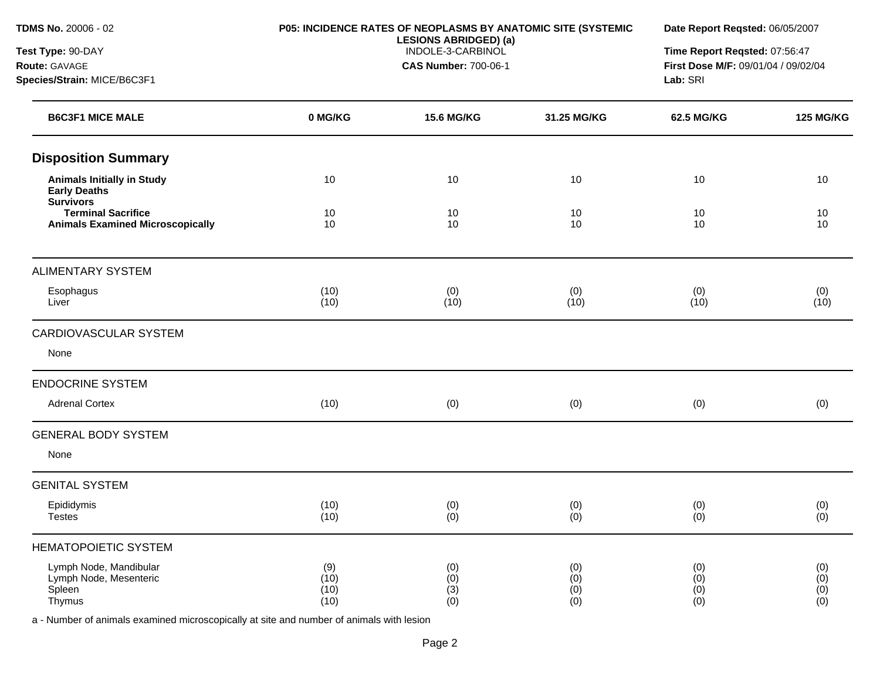**TDMS No.** 20006 - 02
**Test Type:** 90-DAY
**Route:** GAVAGE
**Species/Strain:** MICE/B6C3F1

**P05: INCIDENCE RATES OF NEOPLASMS BY ANATOMIC SITE (SYSTEMIC LESIONS ABRIDGED) (a)**
INDOLE-3-CARBINOL
**CAS Number:** 700-06-1

**Date Report Reqsted:** 06/05/2007
**Time Report Reqsted:** 07:56:47
**First Dose M/F:** 09/01/04 / 09/02/04
**Lab:** SRI

| B6C3F1 MICE MALE | 0 MG/KG | 15.6 MG/KG | 31.25 MG/KG | 62.5 MG/KG | 125 MG/KG |
|---|---|---|---|---|---|
| **Disposition Summary** | | | | | |
| **Animals Initially in Study** | 10 | 10 | 10 | 10 | 10 |
| **Early Deaths** | | | | | |
| **Survivors** | | | | | |
| **Terminal Sacrifice** | 10 | 10 | 10 | 10 | 10 |
| **Animals Examined Microscopically** | 10 | 10 | 10 | 10 | 10 |
| ALIMENTARY SYSTEM | | | | | |
| Esophagus | (10) | (0) | (0) | (0) | (0) |
| Liver | (10) | (10) | (10) | (10) | (10) |
| CARDIOVASCULAR SYSTEM | | | | | |
| None | | | | | |
| ENDOCRINE SYSTEM | | | | | |
| Adrenal Cortex | (10) | (0) | (0) | (0) | (0) |
| GENERAL BODY SYSTEM | | | | | |
| None | | | | | |
| GENITAL SYSTEM | | | | | |
| Epididymis | (10) | (0) | (0) | (0) | (0) |
| Testes | (10) | (0) | (0) | (0) | (0) |
| HEMATOPOIETIC SYSTEM | | | | | |
| Lymph Node, Mandibular | (9) | (0) | (0) | (0) | (0) |
| Lymph Node, Mesenteric | (10) | (0) | (0) | (0) | (0) |
| Spleen | (10) | (3) | (0) | (0) | (0) |
| Thymus | (10) | (0) | (0) | (0) | (0) |

a - Number of animals examined microscopically at site and number of animals with lesion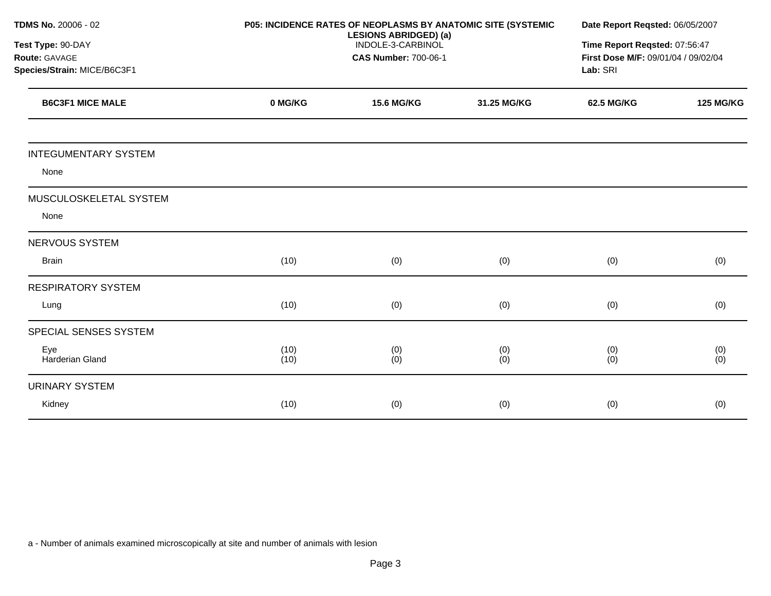**TDMS No.** 20006 - 02
**Test Type:** 90-DAY
**Route:** GAVAGE
**Species/Strain:** MICE/B6C3F1

**P05: INCIDENCE RATES OF NEOPLASMS BY ANATOMIC SITE (SYSTEMIC LESIONS ABRIDGED) (a)**
INDOLE-3-CARBINOL
**CAS Number:** 700-06-1

**Date Report Reqsted:** 06/05/2007
**Time Report Reqsted:** 07:56:47
**First Dose M/F:** 09/01/04 / 09/02/04
**Lab:** SRI

| B6C3F1 MICE MALE | 0 MG/KG | 15.6 MG/KG | 31.25 MG/KG | 62.5 MG/KG | 125 MG/KG |
|---|---|---|---|---|---|
| INTEGUMENTARY SYSTEM | | | | | |
| None | | | | | |
| MUSCULOSKELETAL SYSTEM | | | | | |
| None | | | | | |
| NERVOUS SYSTEM | | | | | |
| Brain | (10) | (0) | (0) | (0) | (0) |
| RESPIRATORY SYSTEM | | | | | |
| Lung | (10) | (0) | (0) | (0) | (0) |
| SPECIAL SENSES SYSTEM | | | | | |
| Eye | (10) | (0) | (0) | (0) | (0) |
| Harderian Gland | (10) | (0) | (0) | (0) | (0) |
| URINARY SYSTEM | | | | | |
| Kidney | (10) | (0) | (0) | (0) | (0) |

a - Number of animals examined microscopically at site and number of animals with lesion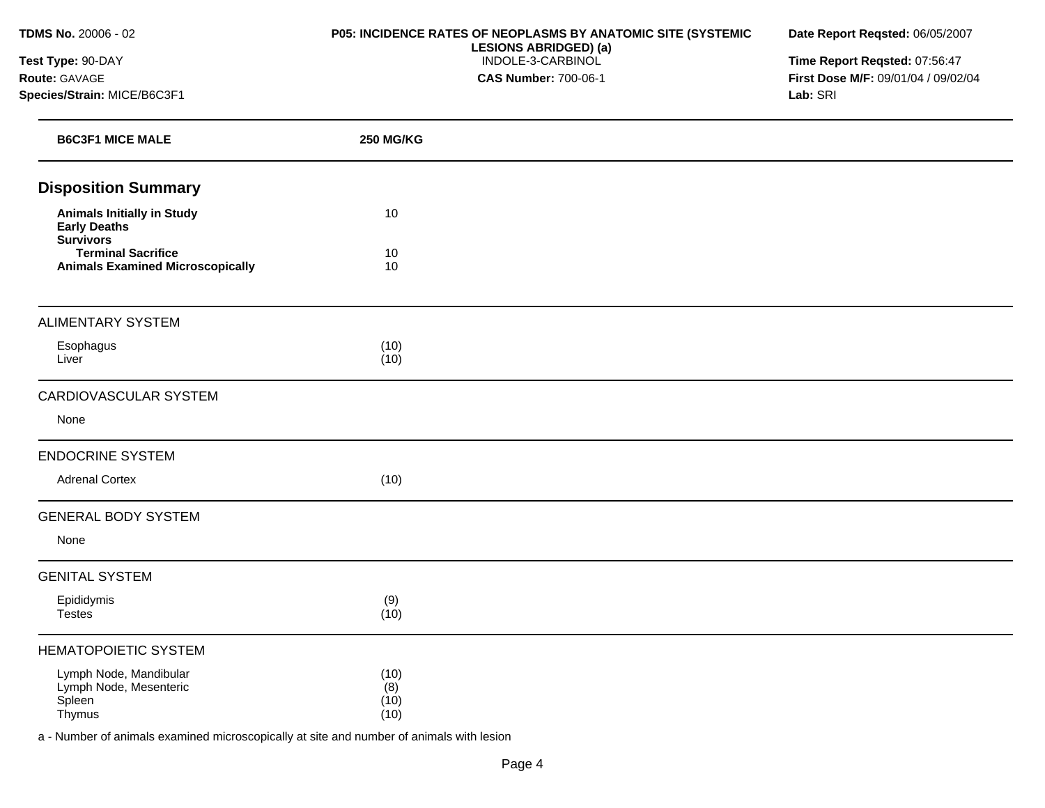**TDMS No.** 20006 - 02
**Test Type:** 90-DAY
**Route:** GAVAGE
**Species/Strain:** MICE/B6C3F1

**P05: INCIDENCE RATES OF NEOPLASMS BY ANATOMIC SITE (SYSTEMIC LESIONS ABRIDGED) (a)**
INDOLE-3-CARBINOL
**CAS Number:** 700-06-1

**Date Report Reqsted:** 06/05/2007
**Time Report Reqsted:** 07:56:47
**First Dose M/F:** 09/01/04 / 09/02/04
**Lab:** SRI

| B6C3F1 MICE MALE | 250 MG/KG |
|---|---|
| **Disposition Summary** | |
| **Animals Initially in Study** | 10 |
| **Early Deaths** | |
| **Survivors** | |
| **Terminal Sacrifice** | 10 |
| **Animals Examined Microscopically** | 10 |
| ALIMENTARY SYSTEM | |
| Esophagus | (10) |
| Liver | (10) |
| CARDIOVASCULAR SYSTEM | |
| None | |
| ENDOCRINE SYSTEM | |
| Adrenal Cortex | (10) |
| GENERAL BODY SYSTEM | |
| None | |
| GENITAL SYSTEM | |
| Epididymis | (9) |
| Testes | (10) |
| HEMATOPOIETIC SYSTEM | |
| Lymph Node, Mandibular | (10) |
| Lymph Node, Mesenteric | (8) |
| Spleen | (10) |
| Thymus | (10) |

a - Number of animals examined microscopically at site and number of animals with lesion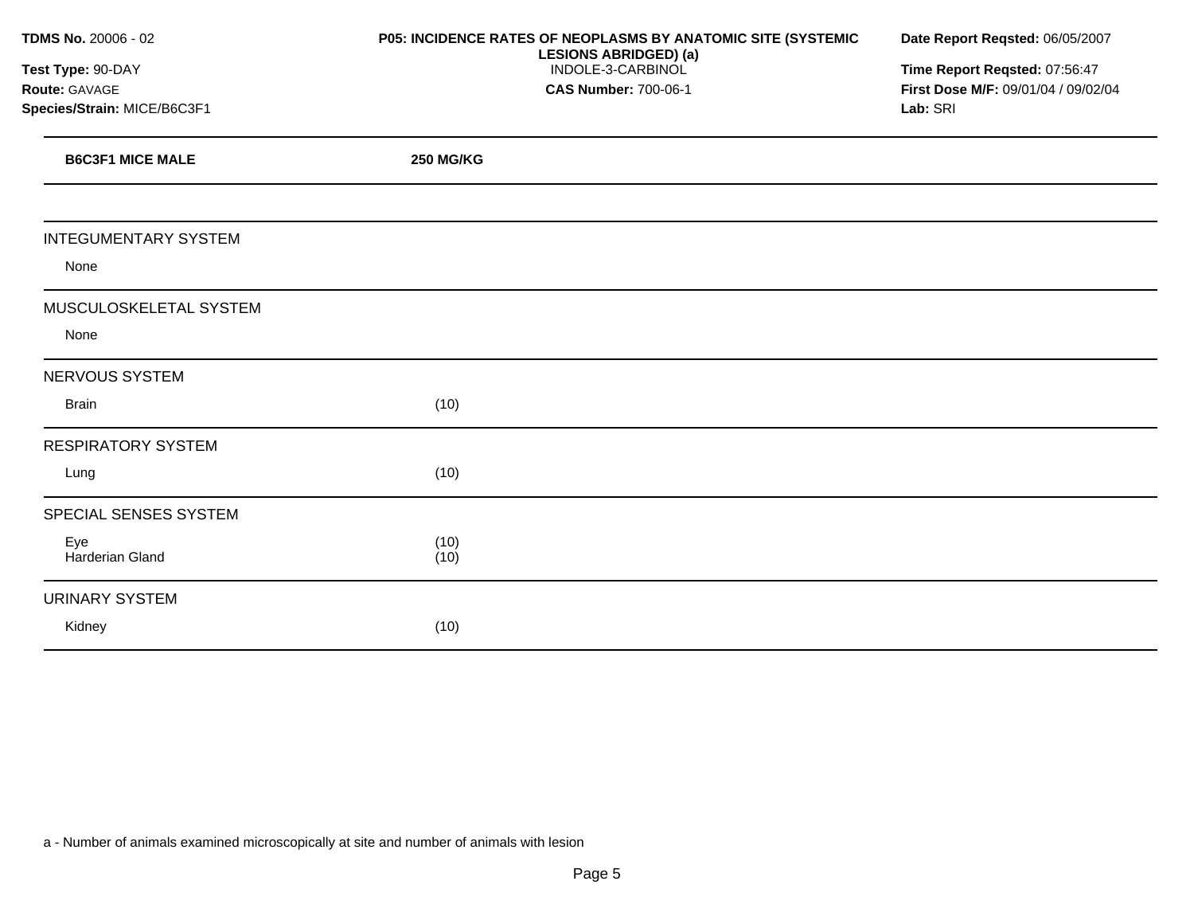**TDMS No.** 20006 - 02
**Test Type:** 90-DAY
**Route:** GAVAGE
**Species/Strain:** MICE/B6C3F1

**P05: INCIDENCE RATES OF NEOPLASMS BY ANATOMIC SITE (SYSTEMIC LESIONS ABRIDGED) (a)**
INDOLE-3-CARBINOL
**CAS Number:** 700-06-1

**Date Report Reqsted:** 06/05/2007
**Time Report Reqsted:** 07:56:47
**First Dose M/F:** 09/01/04 / 09/02/04
**Lab:** SRI

| B6C3F1 MICE MALE | 250 MG/KG |
|---|---|
| | |
| INTEGUMENTARY SYSTEM | |
| None | |
| MUSCULOSKELETAL SYSTEM | |
| None | |
| NERVOUS SYSTEM | |
| Brain | (10) |
| RESPIRATORY SYSTEM | |
| Lung | (10) |
| SPECIAL SENSES SYSTEM | |
| Eye | (10) |
| Harderian Gland | (10) |
| URINARY SYSTEM | |
| Kidney | (10) |

a - Number of animals examined microscopically at site and number of animals with lesion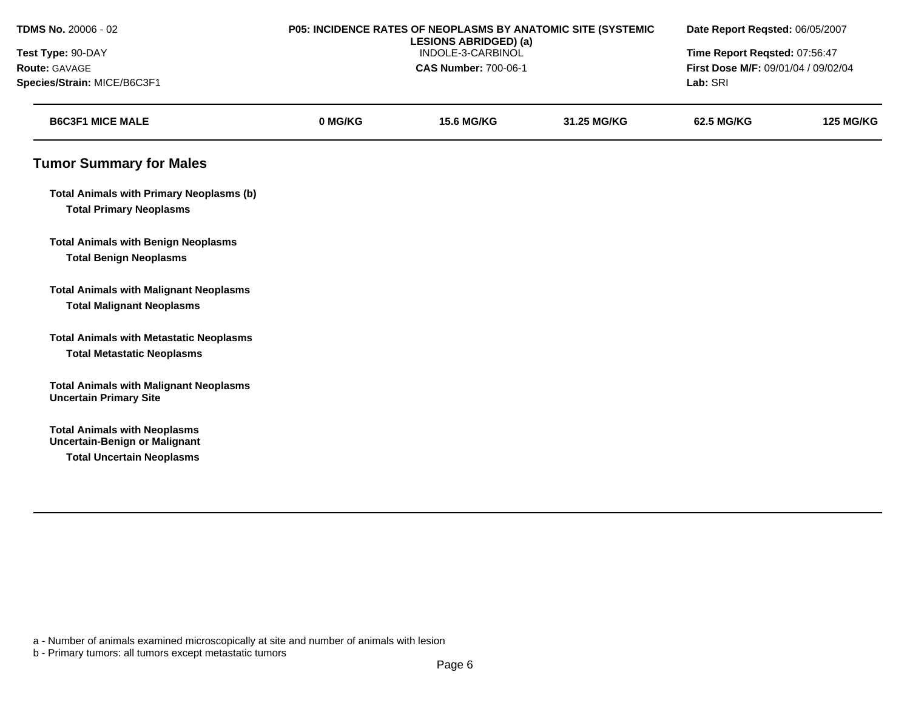**TDMS No.** 20006 - 02
**Test Type:** 90-DAY
**Route:** GAVAGE
**Species/Strain:** MICE/B6C3F1

**P05: INCIDENCE RATES OF NEOPLASMS BY ANATOMIC SITE (SYSTEMIC LESIONS ABRIDGED) (a)**
INDOLE-3-CARBINOL
**CAS Number:** 700-06-1

**Date Report Reqsted:** 06/05/2007
**Time Report Reqsted:** 07:56:47
**First Dose M/F:** 09/01/04 / 09/02/04
**Lab:** SRI

| B6C3F1 MICE MALE | 0 MG/KG | 15.6 MG/KG | 31.25 MG/KG | 62.5 MG/KG | 125 MG/KG |
|---|---|---|---|---|---|

## Tumor Summary for Males

| | | | | | |
|---|---|---|---|---|---|
| **Total Animals with Primary Neoplasms (b)** | | | | | |
| **Total Primary Neoplasms** | | | | | |
| **Total Animals with Benign Neoplasms** | | | | | |
| **Total Benign Neoplasms** | | | | | |
| **Total Animals with Malignant Neoplasms** | | | | | |
| **Total Malignant Neoplasms** | | | | | |
| **Total Animals with Metastatic Neoplasms** | | | | | |
| **Total Metastatic Neoplasms** | | | | | |
| **Total Animals with Malignant Neoplasms Uncertain Primary Site** | | | | | |
| **Total Animals with Neoplasms Uncertain-Benign or Malignant** | | | | | |
| **Total Uncertain Neoplasms** | | | | | |

a - Number of animals examined microscopically at site and number of animals with lesion
b - Primary tumors: all tumors except metastatic tumors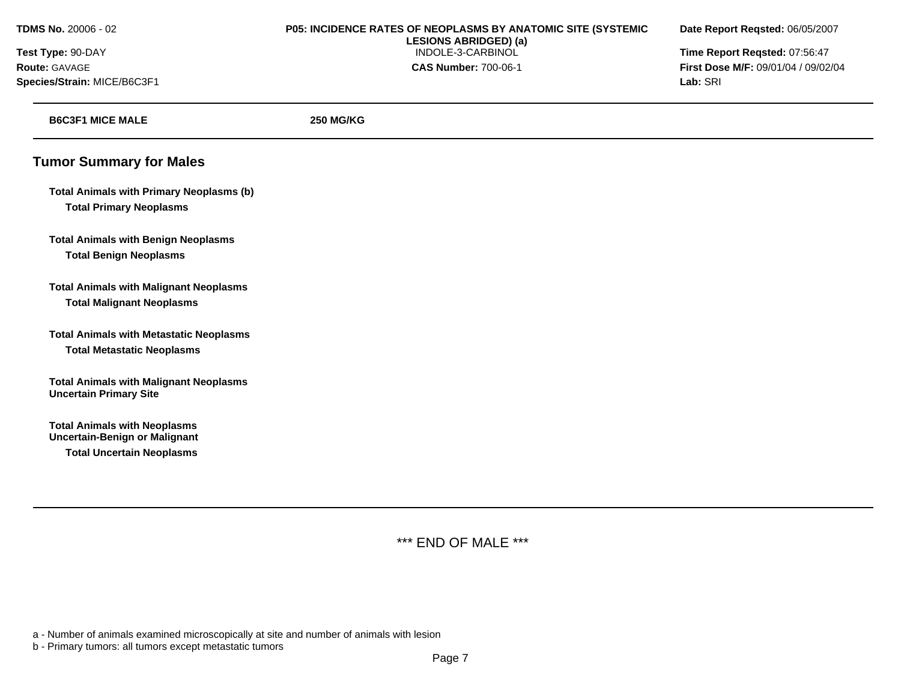**TDMS No.** 20006 - 02
**Test Type:** 90-DAY
**Route:** GAVAGE
**Species/Strain:** MICE/B6C3F1

**P05: INCIDENCE RATES OF NEOPLASMS BY ANATOMIC SITE (SYSTEMIC LESIONS ABRIDGED) (a)**
INDOLE-3-CARBINOL
**CAS Number:** 700-06-1

**Date Report Reqsted:** 06/05/2007
**Time Report Reqsted:** 07:56:47
**First Dose M/F:** 09/01/04 / 09/02/04
**Lab:** SRI

| **B6C3F1 MICE MALE** | **250 MG/KG** |
|---|---|

## Tumor Summary for Males

**Total Animals with Primary Neoplasms (b)**
**Total Primary Neoplasms**

**Total Animals with Benign Neoplasms**
**Total Benign Neoplasms**

**Total Animals with Malignant Neoplasms**
**Total Malignant Neoplasms**

**Total Animals with Metastatic Neoplasms**
**Total Metastatic Neoplasms**

**Total Animals with Malignant Neoplasms Uncertain Primary Site**

**Total Animals with Neoplasms Uncertain-Benign or Malignant**
**Total Uncertain Neoplasms**

*** END OF MALE ***

a - Number of animals examined microscopically at site and number of animals with lesion
b - Primary tumors: all tumors except metastatic tumors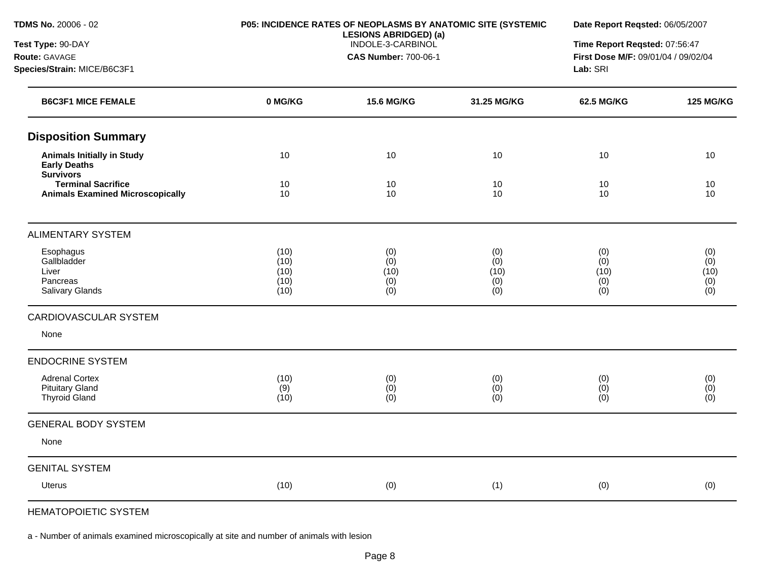**TDMS No.** 20006 - 02
**Test Type:** 90-DAY
**Route:** GAVAGE
**Species/Strain:** MICE/B6C3F1

**P05: INCIDENCE RATES OF NEOPLASMS BY ANATOMIC SITE (SYSTEMIC LESIONS ABRIDGED) (a)**
INDOLE-3-CARBINOL
**CAS Number:** 700-06-1

**Date Report Reqsted:** 06/05/2007
**Time Report Reqsted:** 07:56:47
**First Dose M/F:** 09/01/04 / 09/02/04
**Lab:** SRI

| B6C3F1 MICE FEMALE | 0 MG/KG | 15.6 MG/KG | 31.25 MG/KG | 62.5 MG/KG | 125 MG/KG |
|---|---|---|---|---|---|
| **Disposition Summary** | | | | | |
| **Animals Initially in Study** | 10 | 10 | 10 | 10 | 10 |
| **Early Deaths** | | | | | |
| **Survivors** | | | | | |
| **Terminal Sacrifice** | 10 | 10 | 10 | 10 | 10 |
| **Animals Examined Microscopically** | 10 | 10 | 10 | 10 | 10 |
| ALIMENTARY SYSTEM | | | | | |
| Esophagus | (10) | (0) | (0) | (0) | (0) |
| Gallbladder | (10) | (0) | (0) | (0) | (0) |
| Liver | (10) | (10) | (10) | (10) | (10) |
| Pancreas | (10) | (0) | (0) | (0) | (0) |
| Salivary Glands | (10) | (0) | (0) | (0) | (0) |
| CARDIOVASCULAR SYSTEM | | | | | |
| None | | | | | |
| ENDOCRINE SYSTEM | | | | | |
| Adrenal Cortex | (10) | (0) | (0) | (0) | (0) |
| Pituitary Gland | (9) | (0) | (0) | (0) | (0) |
| Thyroid Gland | (10) | (0) | (0) | (0) | (0) |
| GENERAL BODY SYSTEM | | | | | |
| None | | | | | |
| GENITAL SYSTEM | | | | | |
| Uterus | (10) | (0) | (1) | (0) | (0) |
| HEMATOPOIETIC SYSTEM | | | | | |

a - Number of animals examined microscopically at site and number of animals with lesion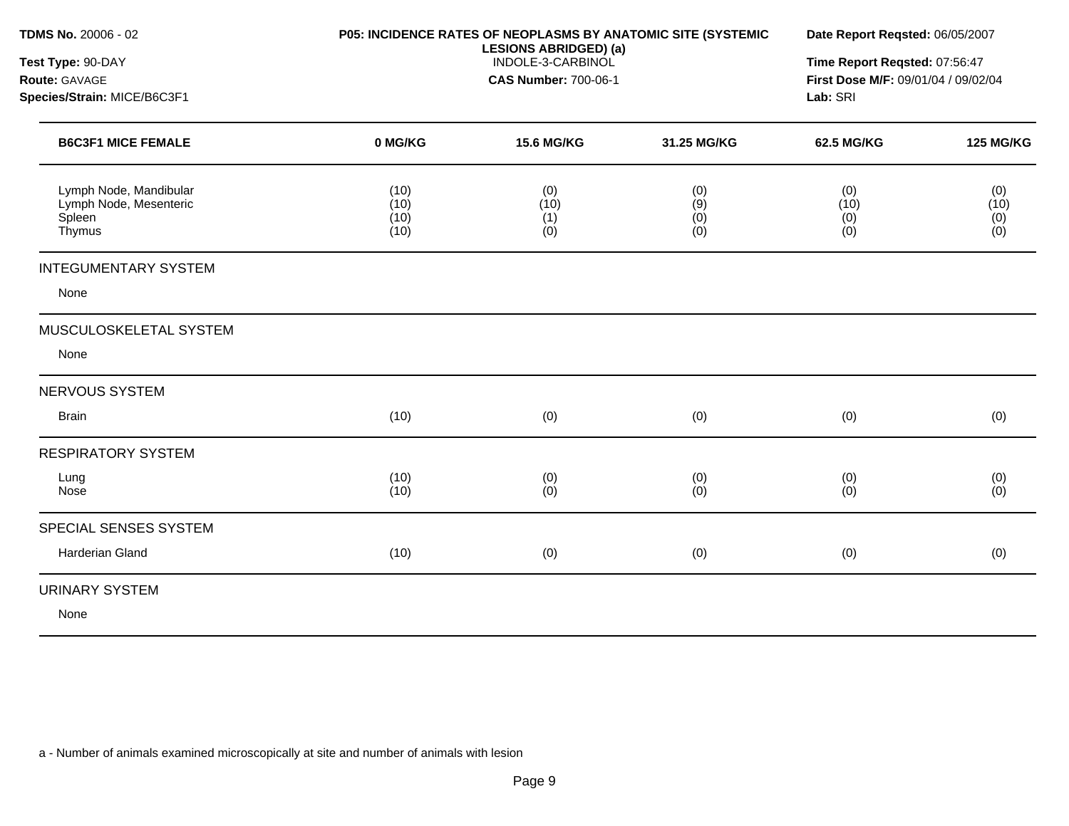**TDMS No.** 20006 - 02
**Test Type:** 90-DAY
**Route:** GAVAGE
**Species/Strain:** MICE/B6C3F1

**P05: INCIDENCE RATES OF NEOPLASMS BY ANATOMIC SITE (SYSTEMIC LESIONS ABRIDGED) (a)**
INDOLE-3-CARBINOL
**CAS Number:** 700-06-1

**Date Report Reqsted:** 06/05/2007
**Time Report Reqsted:** 07:56:47
**First Dose M/F:** 09/01/04 / 09/02/04
**Lab:** SRI

| B6C3F1 MICE FEMALE | 0 MG/KG | 15.6 MG/KG | 31.25 MG/KG | 62.5 MG/KG | 125 MG/KG |
|---|---|---|---|---|---|
| Lymph Node, Mandibular | (10) | (0) | (0) | (0) | (0) |
| Lymph Node, Mesenteric | (10) | (10) | (9) | (10) | (10) |
| Spleen | (10) | (1) | (0) | (0) | (0) |
| Thymus | (10) | (0) | (0) | (0) | (0) |
| INTEGUMENTARY SYSTEM | | | | | |
| None | | | | | |
| MUSCULOSKELETAL SYSTEM | | | | | |
| None | | | | | |
| NERVOUS SYSTEM | | | | | |
| Brain | (10) | (0) | (0) | (0) | (0) |
| RESPIRATORY SYSTEM | | | | | |
| Lung | (10) | (0) | (0) | (0) | (0) |
| Nose | (10) | (0) | (0) | (0) | (0) |
| SPECIAL SENSES SYSTEM | | | | | |
| Harderian Gland | (10) | (0) | (0) | (0) | (0) |
| URINARY SYSTEM | | | | | |
| None | | | | | |

a - Number of animals examined microscopically at site and number of animals with lesion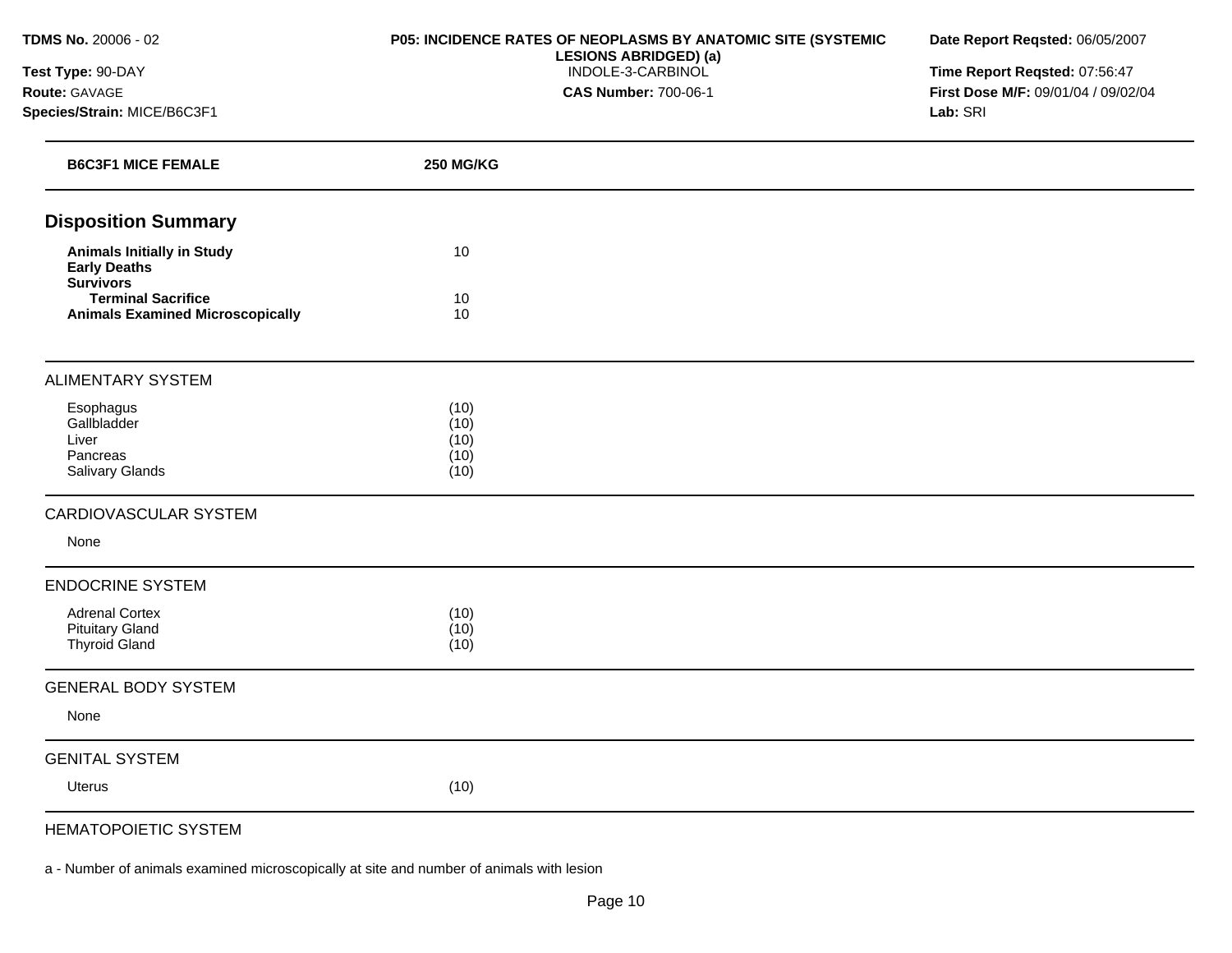**TDMS No.** 20006 - 02
**Test Type:** 90-DAY
**Route:** GAVAGE
**Species/Strain:** MICE/B6C3F1

**P05: INCIDENCE RATES OF NEOPLASMS BY ANATOMIC SITE (SYSTEMIC LESIONS ABRIDGED) (a)**
INDOLE-3-CARBINOL
**CAS Number:** 700-06-1

**Date Report Reqsted:** 06/05/2007
**Time Report Reqsted:** 07:56:47
**First Dose M/F:** 09/01/04 / 09/02/04
**Lab:** SRI

| B6C3F1 MICE FEMALE | 250 MG/KG |
|---|---|
| **Disposition Summary** | |
| **Animals Initially in Study** | 10 |
| **Early Deaths** | |
| **Survivors** | |
| **Terminal Sacrifice** | 10 |
| **Animals Examined Microscopically** | 10 |
| ALIMENTARY SYSTEM | |
| Esophagus | (10) |
| Gallbladder | (10) |
| Liver | (10) |
| Pancreas | (10) |
| Salivary Glands | (10) |
| CARDIOVASCULAR SYSTEM | |
| None | |
| ENDOCRINE SYSTEM | |
| Adrenal Cortex | (10) |
| Pituitary Gland | (10) |
| Thyroid Gland | (10) |
| GENERAL BODY SYSTEM | |
| None | |
| GENITAL SYSTEM | |
| Uterus | (10) |
| HEMATOPOIETIC SYSTEM | |

a - Number of animals examined microscopically at site and number of animals with lesion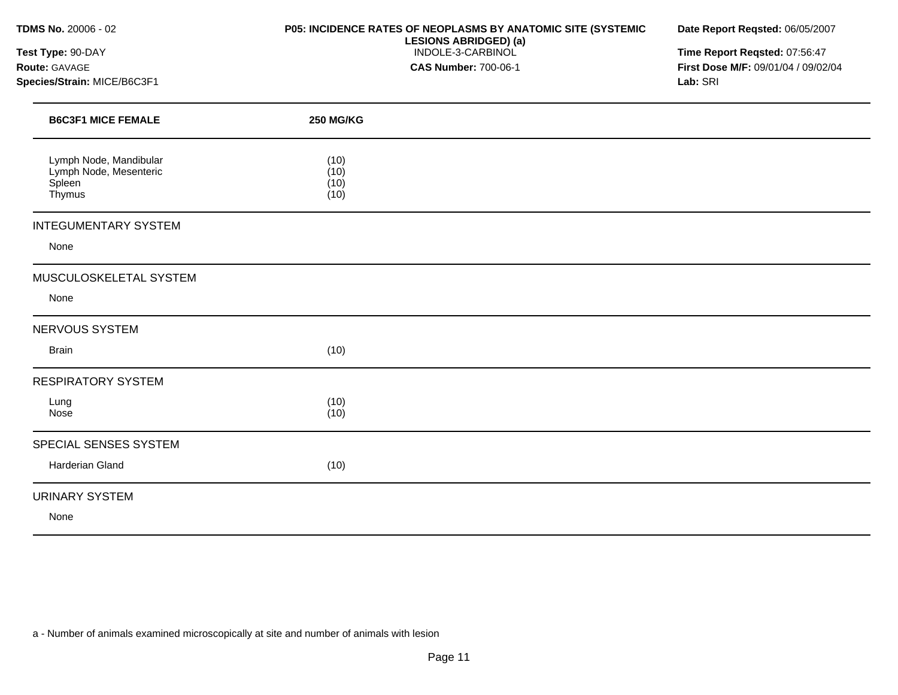# P05: INCIDENCE RATES OF NEOPLASMS BY ANATOMIC SITE (SYSTEMIC LESIONS ABRIDGED) (a)

INDOLE-3-CARBINOL

**CAS Number:** 700-06-1

**TDMS No.** 20006 - 02
**Test Type:** 90-DAY
**Route:** GAVAGE
**Species/Strain:** MICE/B6C3F1

**Date Report Reqsted:** 06/05/2007
**Time Report Reqsted:** 07:56:47
**First Dose M/F:** 09/01/04 / 09/02/04
**Lab:** SRI

| **B6C3F1 MICE FEMALE** | **250 MG/KG** |
|---|---|
| Lymph Node, Mandibular | (10) |
| Lymph Node, Mesenteric | (10) |
| Spleen | (10) |
| Thymus | (10) |
| INTEGUMENTARY SYSTEM | |
| None | |
| MUSCULOSKELETAL SYSTEM | |
| None | |
| NERVOUS SYSTEM | |
| Brain | (10) |
| RESPIRATORY SYSTEM | |
| Lung | (10) |
| Nose | (10) |
| SPECIAL SENSES SYSTEM | |
| Harderian Gland | (10) |
| URINARY SYSTEM | |
| None | |

a - Number of animals examined microscopically at site and number of animals with lesion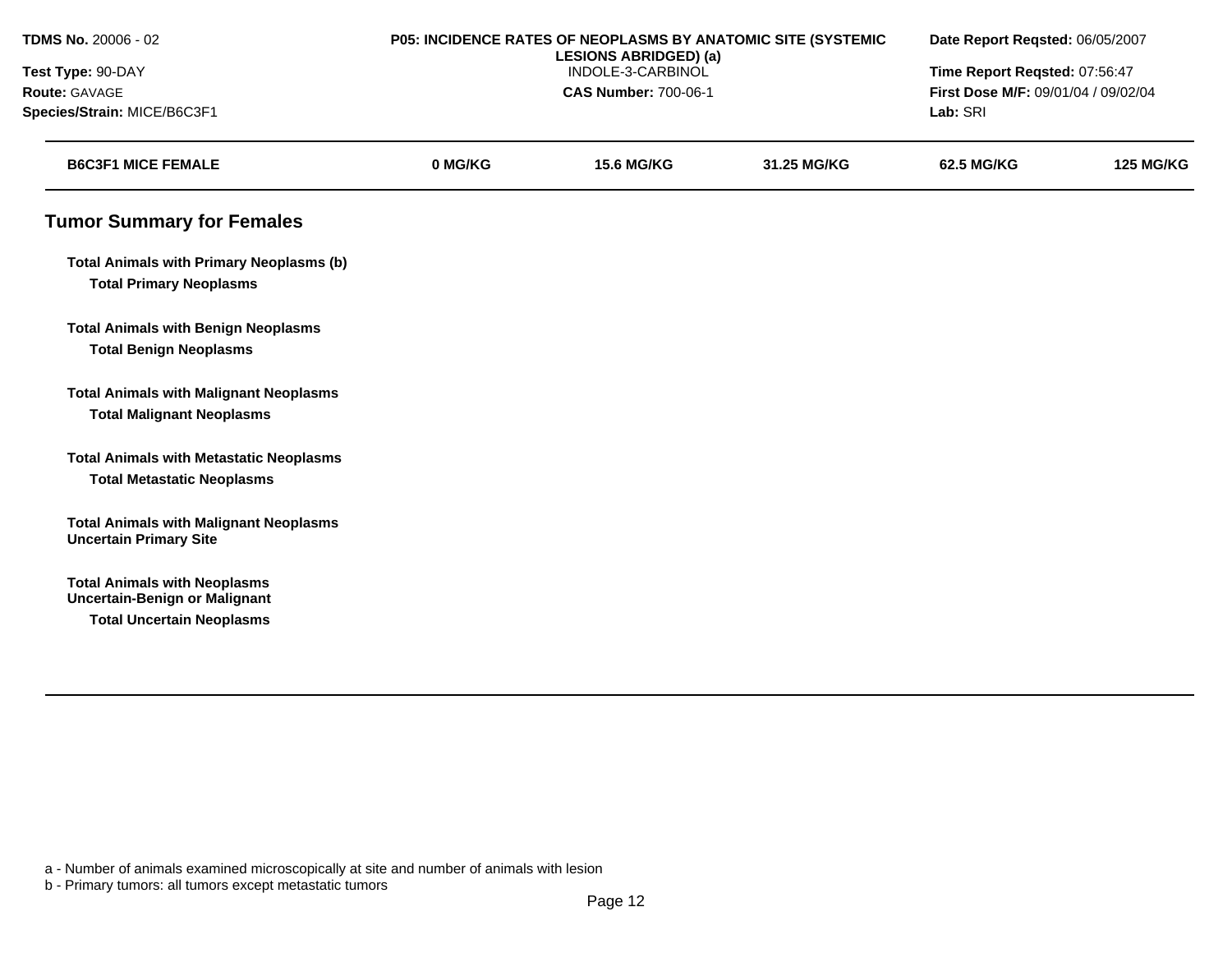**TDMS No.** 20006 - 02
**Test Type:** 90-DAY
**Route:** GAVAGE
**Species/Strain:** MICE/B6C3F1

**P05: INCIDENCE RATES OF NEOPLASMS BY ANATOMIC SITE (SYSTEMIC LESIONS ABRIDGED) (a)**
INDOLE-3-CARBINOL
**CAS Number:** 700-06-1

**Date Report Reqsted:** 06/05/2007
**Time Report Reqsted:** 07:56:47
**First Dose M/F:** 09/01/04 / 09/02/04
**Lab:** SRI

| B6C3F1 MICE FEMALE | 0 MG/KG | 15.6 MG/KG | 31.25 MG/KG | 62.5 MG/KG | 125 MG/KG |
|---|---|---|---|---|---|

## Tumor Summary for Females

| | | | | | |
|---|---|---|---|---|---|
| **Total Animals with Primary Neoplasms (b)** | | | | | |
| **Total Primary Neoplasms** | | | | | |
| **Total Animals with Benign Neoplasms** | | | | | |
| **Total Benign Neoplasms** | | | | | |
| **Total Animals with Malignant Neoplasms** | | | | | |
| **Total Malignant Neoplasms** | | | | | |
| **Total Animals with Metastatic Neoplasms** | | | | | |
| **Total Metastatic Neoplasms** | | | | | |
| **Total Animals with Malignant Neoplasms Uncertain Primary Site** | | | | | |
| **Total Animals with Neoplasms Uncertain-Benign or Malignant** | | | | | |
| **Total Uncertain Neoplasms** | | | | | |

a - Number of animals examined microscopically at site and number of animals with lesion
b - Primary tumors: all tumors except metastatic tumors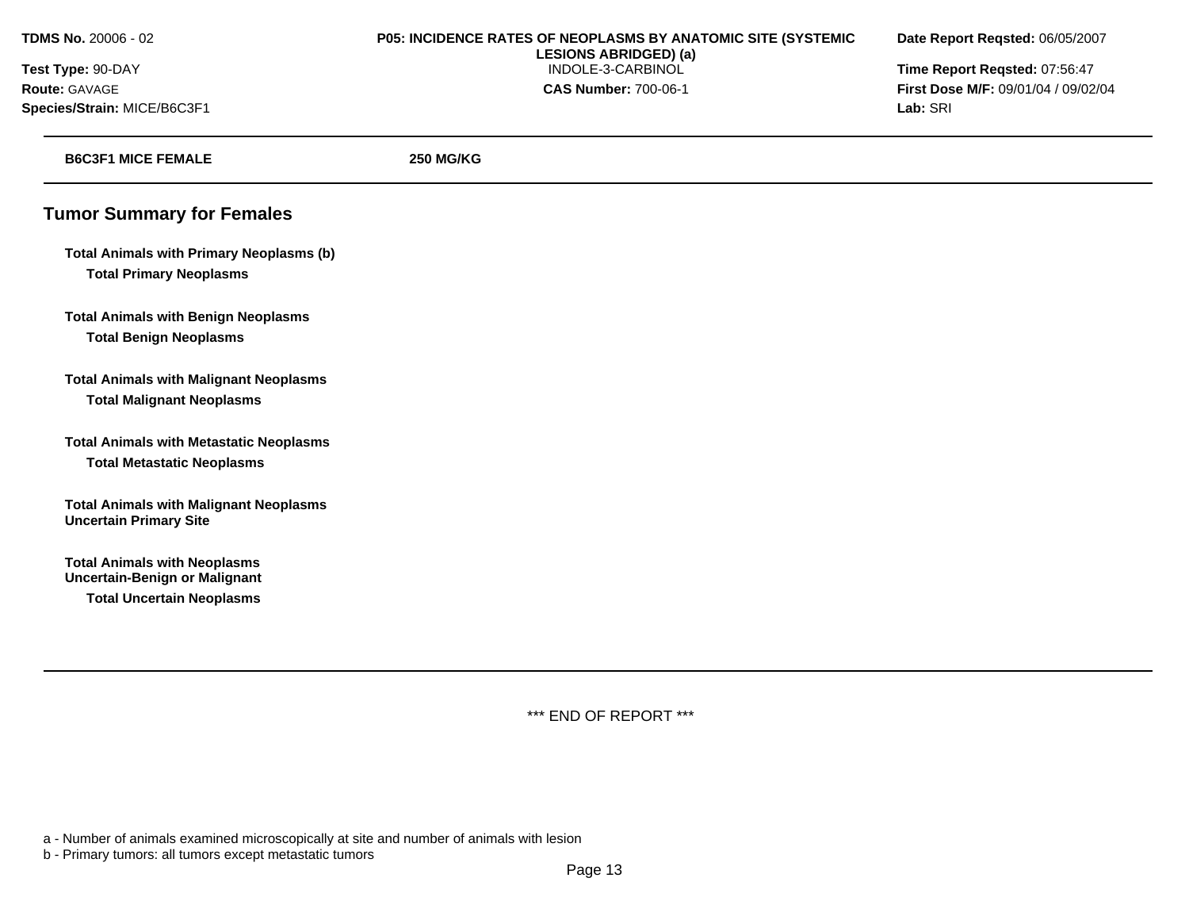**B6C3F1 MICE FEMALE** **250 MG/KG**

## Tumor Summary for Females

**Total Animals with Primary Neoplasms (b)**

**Total Primary Neoplasms**

**Total Animals with Benign Neoplasms**

**Total Benign Neoplasms**

**Total Animals with Malignant Neoplasms**

**Total Malignant Neoplasms**

**Total Animals with Metastatic Neoplasms**

**Total Metastatic Neoplasms**

**Total Animals with Malignant Neoplasms Uncertain Primary Site**

**Total Animals with Neoplasms Uncertain-Benign or Malignant**

**Total Uncertain Neoplasms**

*** END OF REPORT ***

a - Number of animals examined microscopically at site and number of animals with lesion

b - Primary tumors: all tumors except metastatic tumors